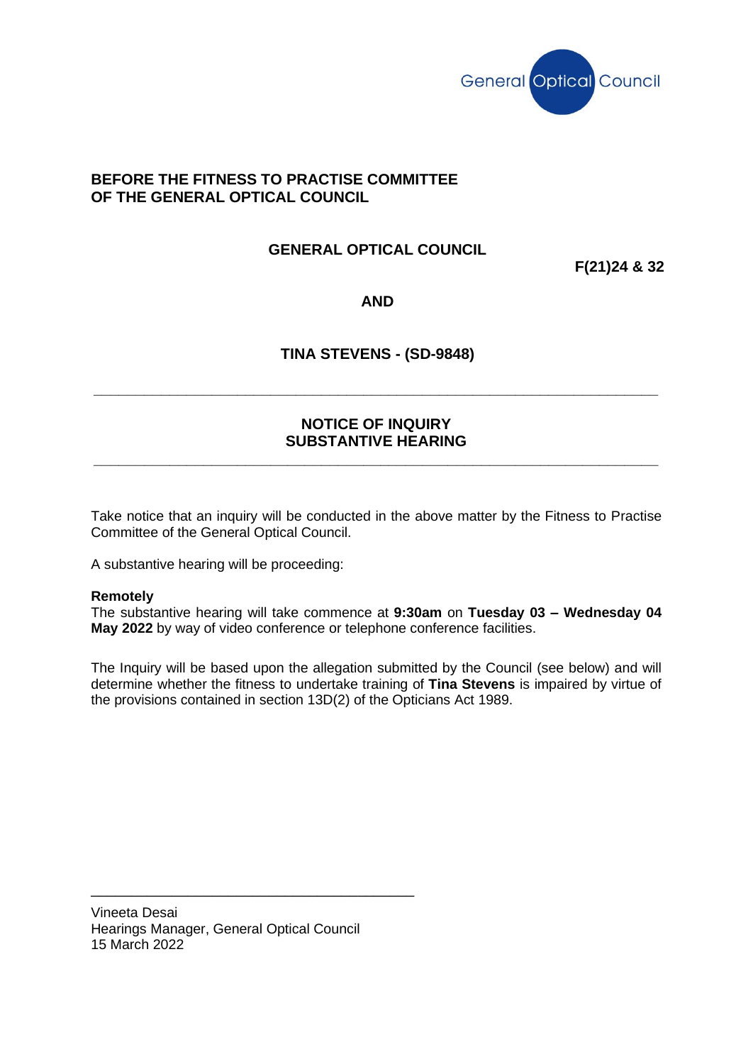General Optical Council

**BEFORE THE FITNESS TO PRACTISE COMMITTEE OF THE GENERAL OPTICAL COUNCIL**

**GENERAL OPTICAL COUNCIL**

**F(21)24 & 32**

**AND**

**TINA STEVENS - (SD-9848)**

---

## NOTICE OF INQUIRY SUBSTANTIVE HEARING

---

Take notice that an inquiry will be conducted in the above matter by the Fitness to Practise Committee of the General Optical Council.

A substantive hearing will be proceeding:

**Remotely**
The substantive hearing will take commence at **9:30am** on **Tuesday 03 – Wednesday 04 May 2022** by way of video conference or telephone conference facilities.

The Inquiry will be based upon the allegation submitted by the Council (see below) and will determine whether the fitness to undertake training of **Tina Stevens** is impaired by virtue of the provisions contained in section 13D(2) of the Opticians Act 1989.

\_\_\_\_\_\_\_\_\_\_\_\_\_\_\_\_\_\_\_\_\_\_\_\_\_\_\_\_\_\_\_\_\_\_\_\_\_\_\_\_

Vineeta Desai
Hearings Manager, General Optical Council
15 March 2022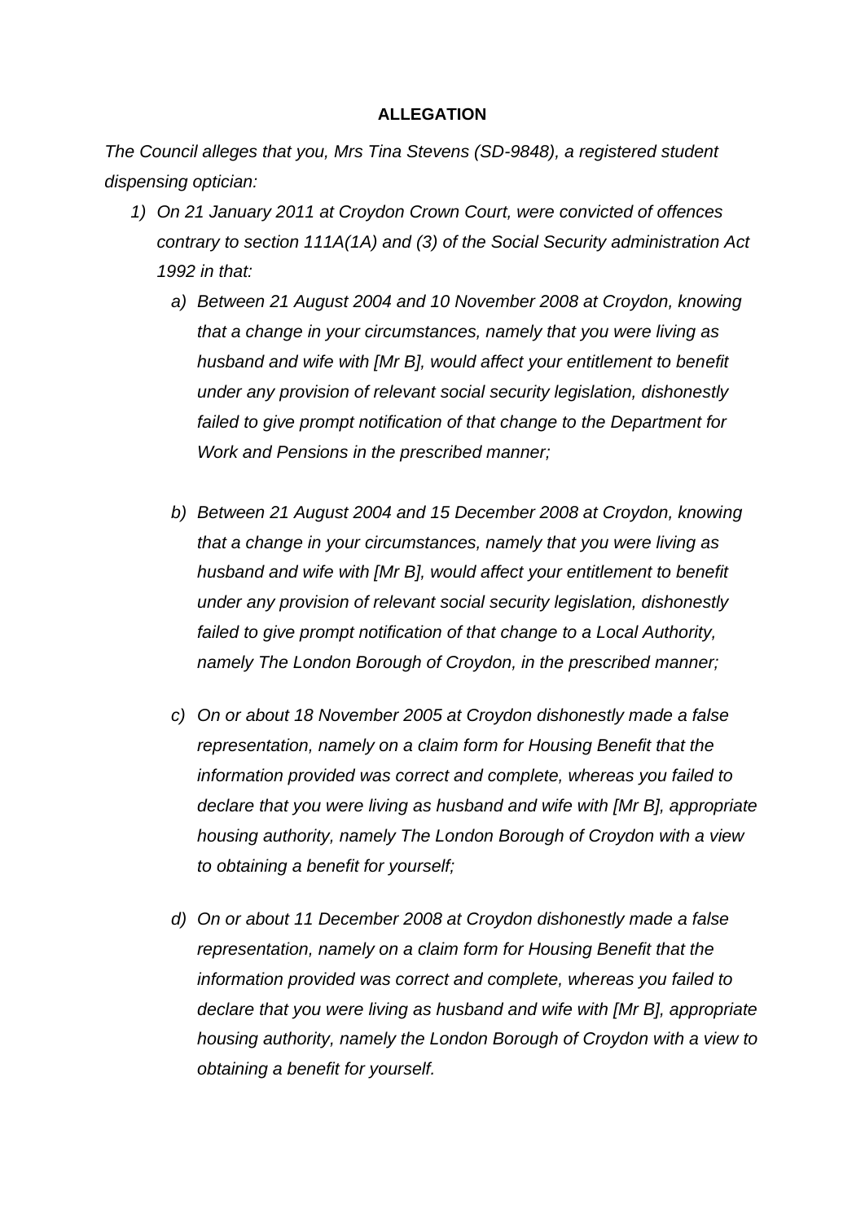**ALLEGATION**

*The Council alleges that you, Mrs Tina Stevens (SD-9848), a registered student dispensing optician:*

1) *On 21 January 2011 at Croydon Crown Court, were convicted of offences contrary to section 111A(1A) and (3) of the Social Security administration Act 1992 in that:*

   a) *Between 21 August 2004 and 10 November 2008 at Croydon, knowing that a change in your circumstances, namely that you were living as husband and wife with [Mr B], would affect your entitlement to benefit under any provision of relevant social security legislation, dishonestly failed to give prompt notification of that change to the Department for Work and Pensions in the prescribed manner;*

   b) *Between 21 August 2004 and 15 December 2008 at Croydon, knowing that a change in your circumstances, namely that you were living as husband and wife with [Mr B], would affect your entitlement to benefit under any provision of relevant social security legislation, dishonestly failed to give prompt notification of that change to a Local Authority, namely The London Borough of Croydon, in the prescribed manner;*

   c) *On or about 18 November 2005 at Croydon dishonestly made a false representation, namely on a claim form for Housing Benefit that the information provided was correct and complete, whereas you failed to declare that you were living as husband and wife with [Mr B], appropriate housing authority, namely The London Borough of Croydon with a view to obtaining a benefit for yourself;*

   d) *On or about 11 December 2008 at Croydon dishonestly made a false representation, namely on a claim form for Housing Benefit that the information provided was correct and complete, whereas you failed to declare that you were living as husband and wife with [Mr B], appropriate housing authority, namely the London Borough of Croydon with a view to obtaining a benefit for yourself.*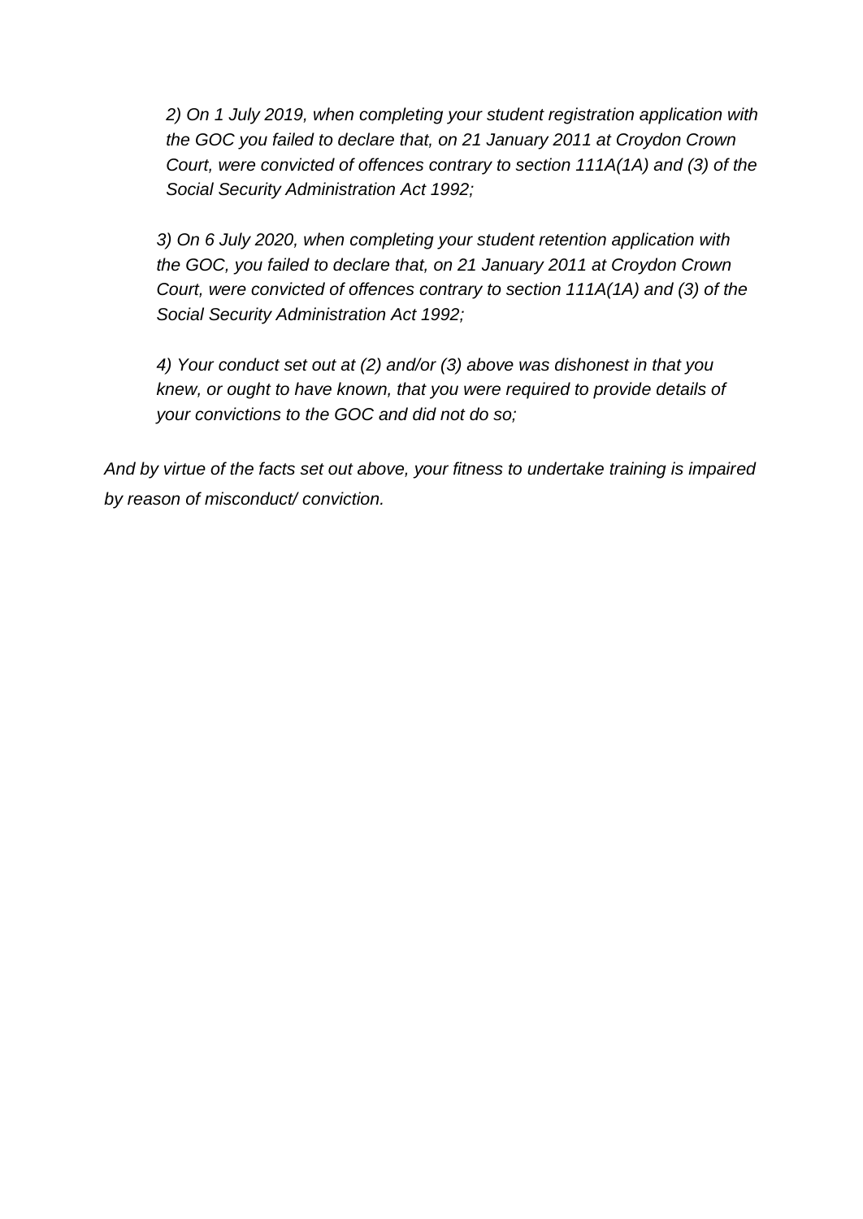*2) On 1 July 2019, when completing your student registration application with the GOC you failed to declare that, on 21 January 2011 at Croydon Crown Court, were convicted of offences contrary to section 111A(1A) and (3) of the Social Security Administration Act 1992;*

*3) On 6 July 2020, when completing your student retention application with the GOC, you failed to declare that, on 21 January 2011 at Croydon Crown Court, were convicted of offences contrary to section 111A(1A) and (3) of the Social Security Administration Act 1992;*

*4) Your conduct set out at (2) and/or (3) above was dishonest in that you knew, or ought to have known, that you were required to provide details of your convictions to the GOC and did not do so;*

*And by virtue of the facts set out above, your fitness to undertake training is impaired by reason of misconduct/ conviction.*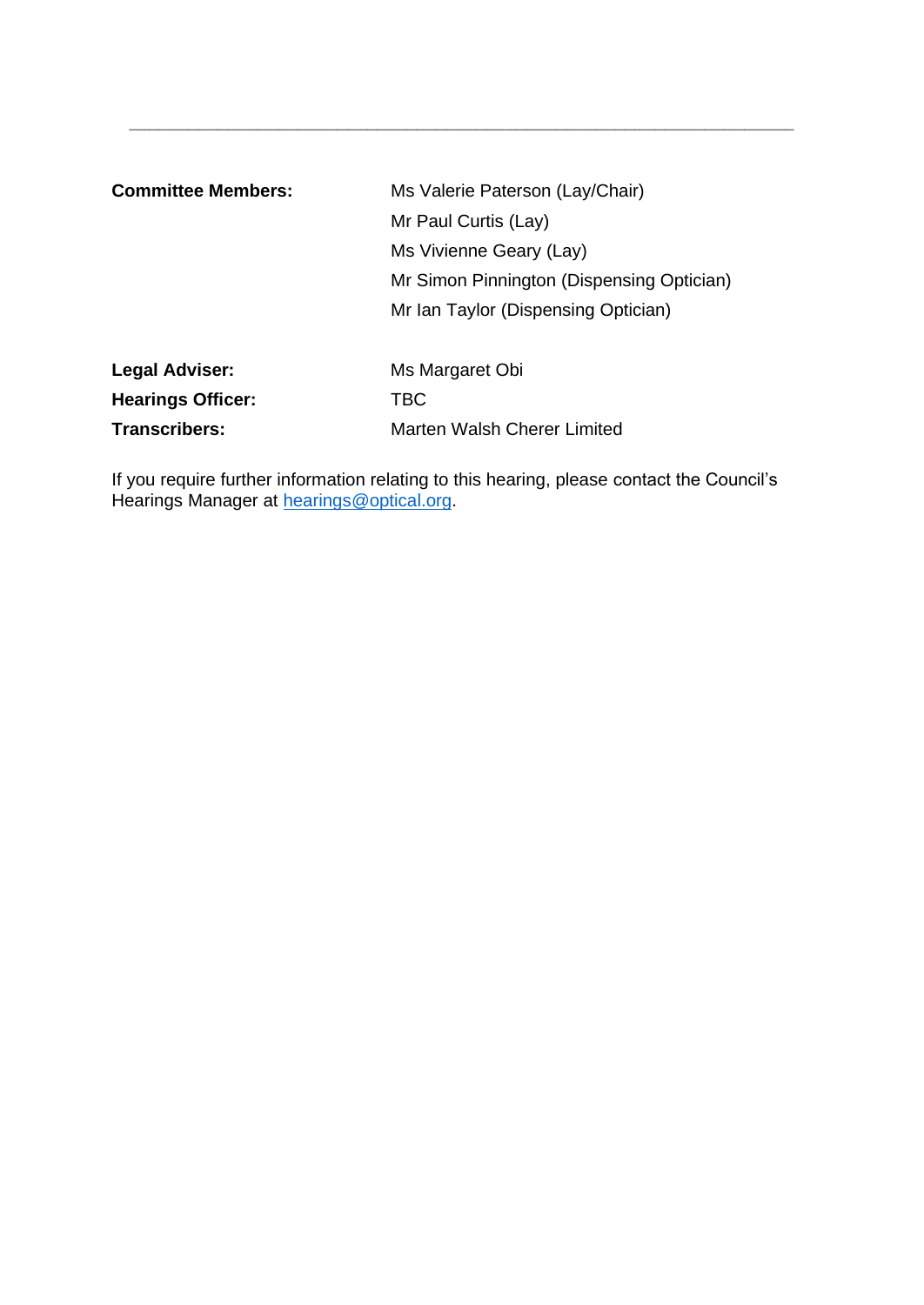---

| | |
|---|---|
| **Committee Members:** | Ms Valerie Paterson (Lay/Chair) |
| | Mr Paul Curtis (Lay) |
| | Ms Vivienne Geary (Lay) |
| | Mr Simon Pinnington (Dispensing Optician) |
| | Mr Ian Taylor (Dispensing Optician) |
| | |
| **Legal Adviser:** | Ms Margaret Obi |
| **Hearings Officer:** | TBC |
| **Transcribers:** | Marten Walsh Cherer Limited |

If you require further information relating to this hearing, please contact the Council's Hearings Manager at [hearings@optical.org](mailto:hearings@optical.org).